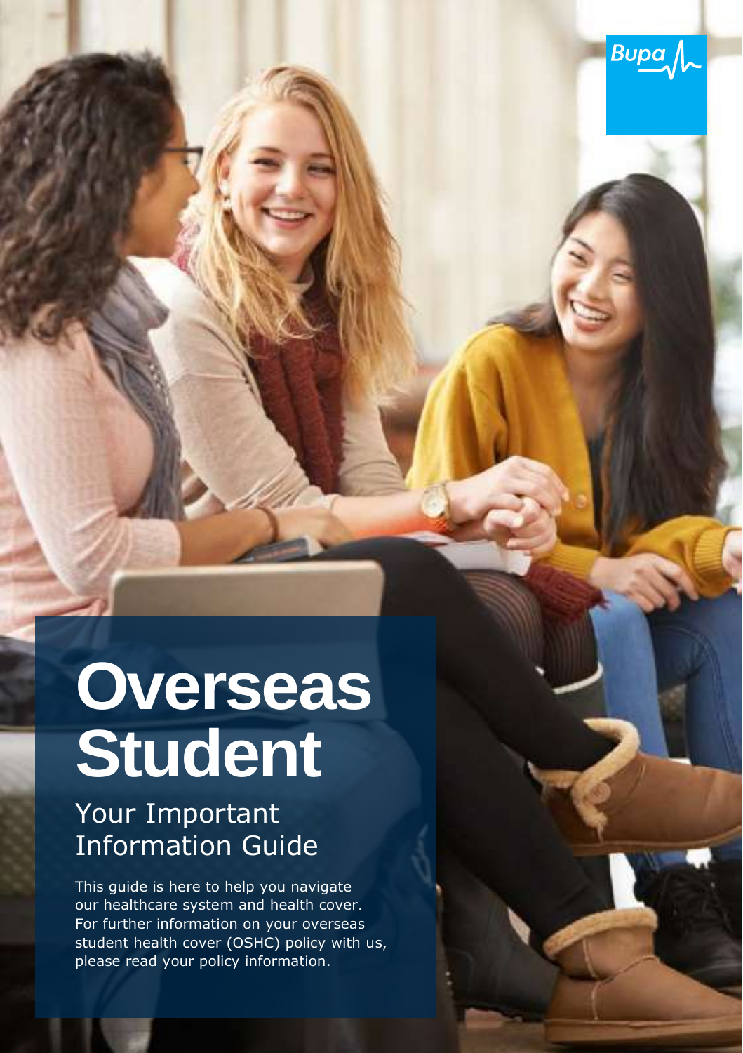Bupa

# Overseas Student

## Your Important Information Guide

This guide is here to help you navigate our healthcare system and health cover. For further information on your overseas student health cover (OSHC) policy with us, please read your policy information.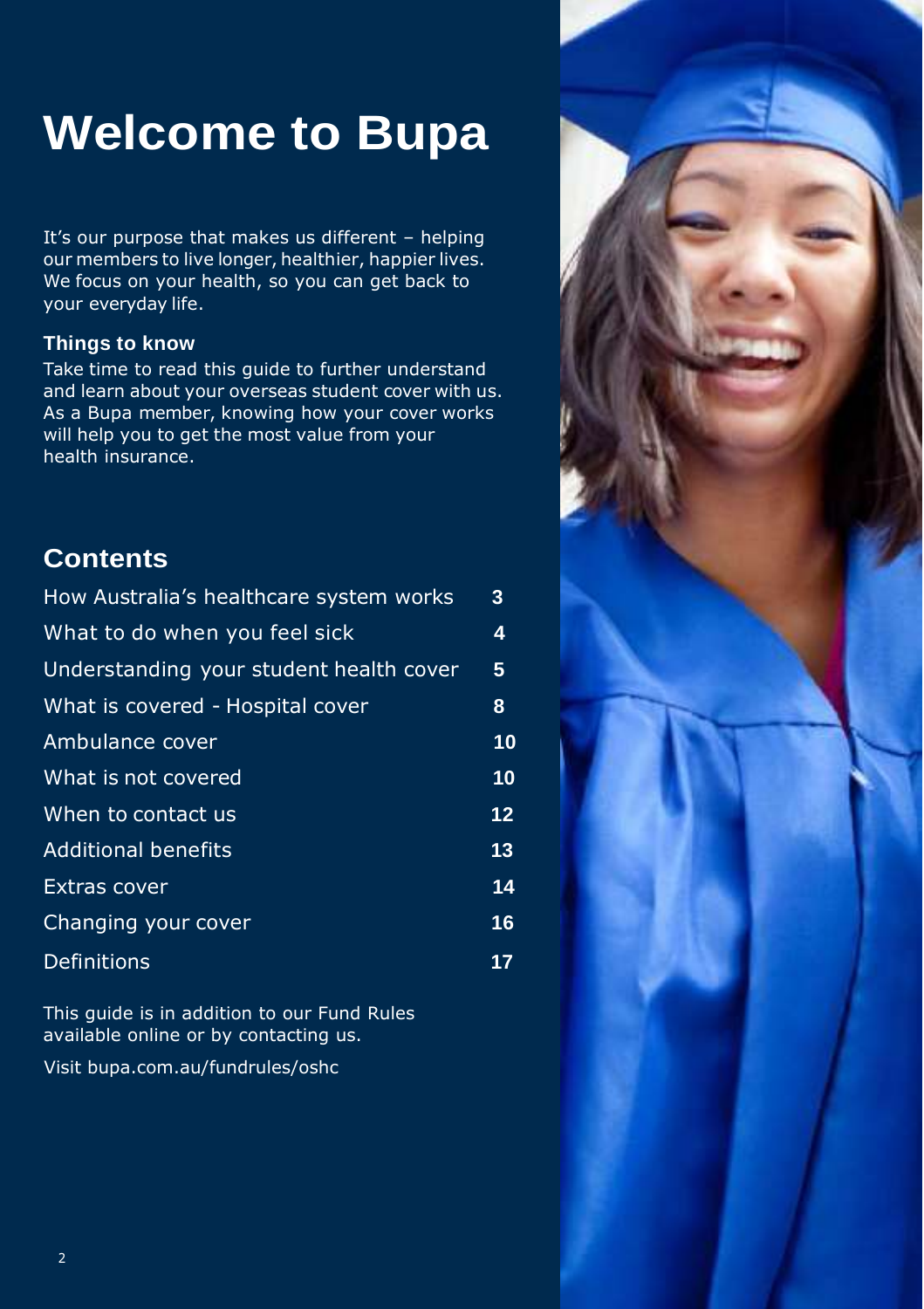# Welcome to Bupa

It's our purpose that makes us different – helping our members to live longer, healthier, happier lives. We focus on your health, so you can get back to your everyday life.

**Things to know**

Take time to read this guide to further understand and learn about your overseas student cover with us. As a Bupa member, knowing how your cover works will help you to get the most value from your health insurance.

## Contents

| | |
|---|---|
| How Australia's healthcare system works | 3 |
| What to do when you feel sick | 4 |
| Understanding your student health cover | 5 |
| What is covered - Hospital cover | 8 |
| Ambulance cover | 10 |
| What is not covered | 10 |
| When to contact us | 12 |
| Additional benefits | 13 |
| Extras cover | 14 |
| Changing your cover | 16 |
| Definitions | 17 |

This guide is in addition to our Fund Rules available online or by contacting us.

Visit bupa.com.au/fundrules/oshc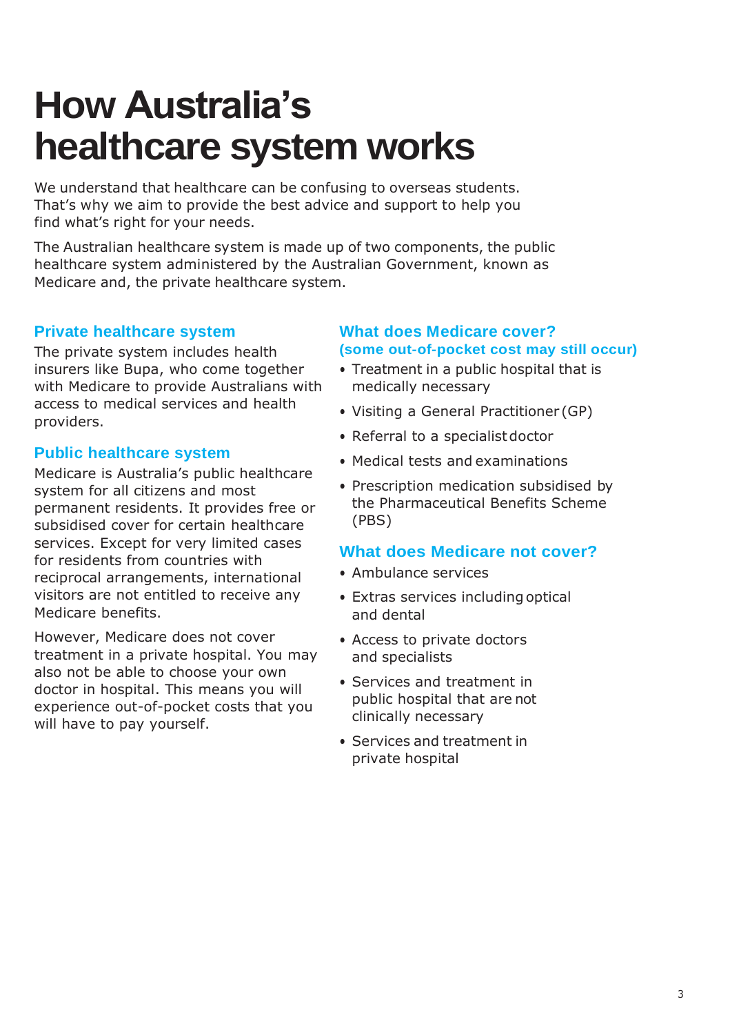# How Australia's healthcare system works

We understand that healthcare can be confusing to overseas students. That's why we aim to provide the best advice and support to help you find what's right for your needs.

The Australian healthcare system is made up of two components, the public healthcare system administered by the Australian Government, known as Medicare and, the private healthcare system.

## Private healthcare system

The private system includes health insurers like Bupa, who come together with Medicare to provide Australians with access to medical services and health providers.

## Public healthcare system

Medicare is Australia's public healthcare system for all citizens and most permanent residents. It provides free or subsidised cover for certain healthcare services. Except for very limited cases for residents from countries with reciprocal arrangements, international visitors are not entitled to receive any Medicare benefits.

However, Medicare does not cover treatment in a private hospital. You may also not be able to choose your own doctor in hospital. This means you will experience out-of-pocket costs that you will have to pay yourself.

## What does Medicare cover?

**(some out-of-pocket cost may still occur)**

- Treatment in a public hospital that is medically necessary
- Visiting a General Practitioner (GP)
- Referral to a specialist doctor
- Medical tests and examinations
- Prescription medication subsidised by the Pharmaceutical Benefits Scheme (PBS)

## What does Medicare not cover?

- Ambulance services
- Extras services including optical and dental
- Access to private doctors and specialists
- Services and treatment in public hospital that are not clinically necessary
- Services and treatment in private hospital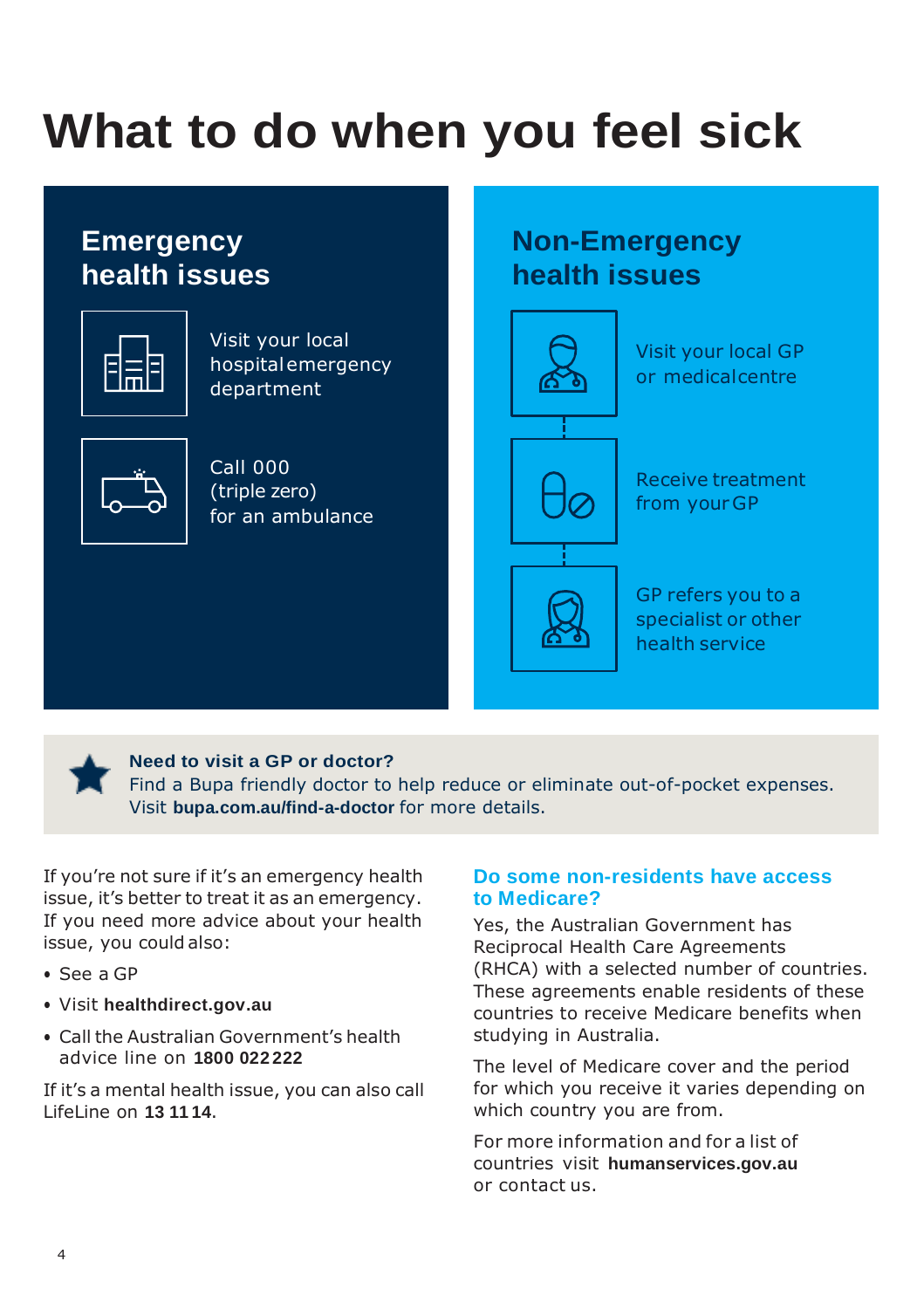# What to do when you feel sick

## Emergency health issues

- Visit your local hospital emergency department
- Call 000 (triple zero) for an ambulance

## Non-Emergency health issues

- Visit your local GP or medical centre
- Receive treatment from your GP
- GP refers you to a specialist or other health service

**Need to visit a GP or doctor?**
Find a Bupa friendly doctor to help reduce or eliminate out-of-pocket expenses. Visit **bupa.com.au/find-a-doctor** for more details.

If you're not sure if it's an emergency health issue, it's better to treat it as an emergency. If you need more advice about your health issue, you could also:

- See a GP
- Visit **healthdirect.gov.au**
- Call the Australian Government's health advice line on **1800 022 222**

If it's a mental health issue, you can also call LifeLine on **13 11 14**.

### Do some non-residents have access to Medicare?

Yes, the Australian Government has Reciprocal Health Care Agreements (RHCA) with a selected number of countries. These agreements enable residents of these countries to receive Medicare benefits when studying in Australia.

The level of Medicare cover and the period for which you receive it varies depending on which country you are from.

For more information and for a list of countries visit **humanservices.gov.au** or contact us.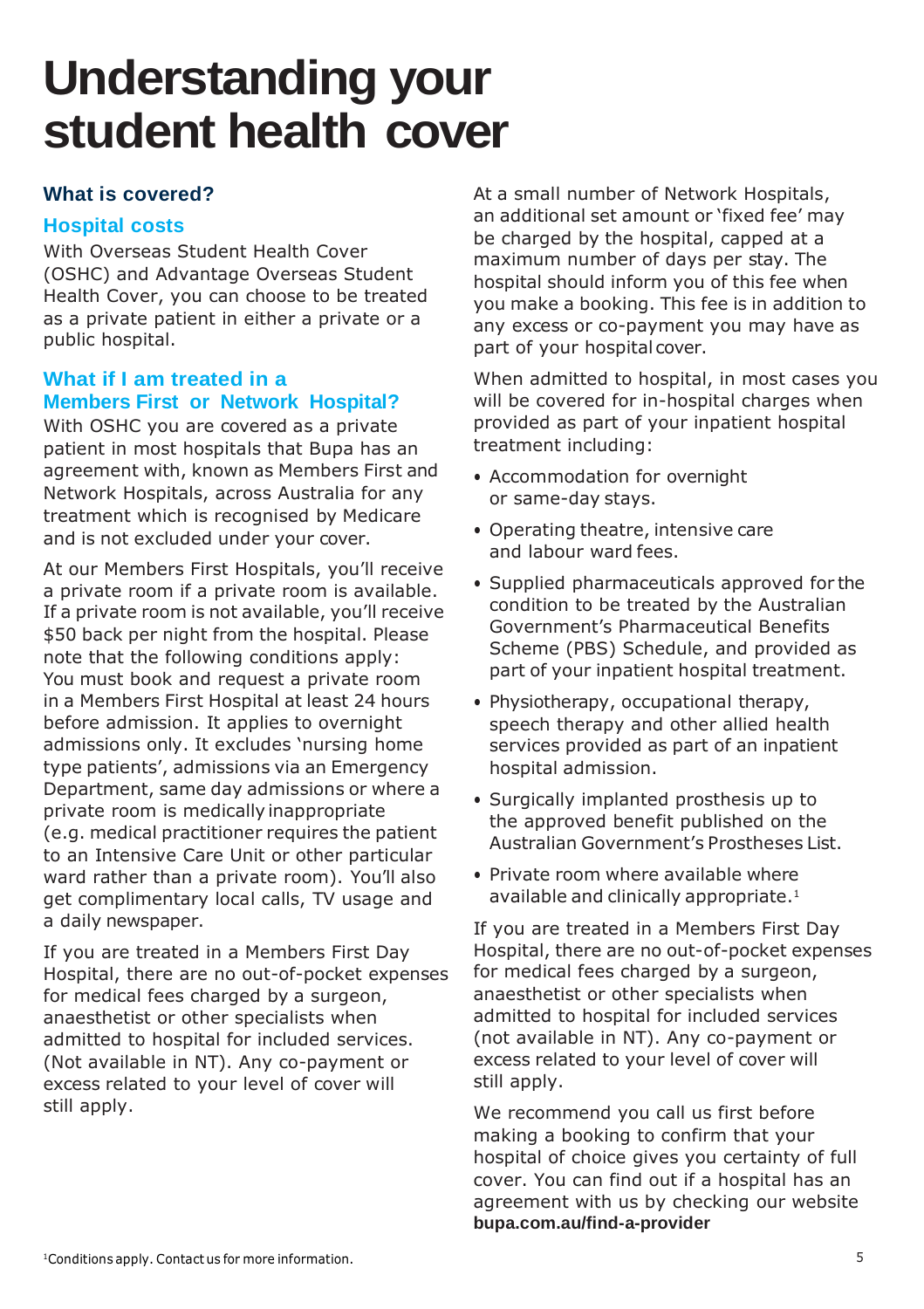# Understanding your student health cover

### What is covered?

### Hospital costs

With Overseas Student Health Cover (OSHC) and Advantage Overseas Student Health Cover, you can choose to be treated as a private patient in either a private or a public hospital.

### What if I am treated in a Members First or Network Hospital?

With OSHC you are covered as a private patient in most hospitals that Bupa has an agreement with, known as Members First and Network Hospitals, across Australia for any treatment which is recognised by Medicare and is not excluded under your cover.

At our Members First Hospitals, you'll receive a private room if a private room is available. If a private room is not available, you'll receive $50 back per night from the hospital. Please note that the following conditions apply: You must book and request a private room in a Members First Hospital at least 24 hours before admission. It applies to overnight admissions only. It excludes 'nursing home type patients', admissions via an Emergency Department, same day admissions or where a private room is medically inappropriate (e.g. medical practitioner requires the patient to an Intensive Care Unit or other particular ward rather than a private room). You'll also get complimentary local calls, TV usage and a daily newspaper.

If you are treated in a Members First Day Hospital, there are no out-of-pocket expenses for medical fees charged by a surgeon, anaesthetist or other specialists when admitted to hospital for included services. (Not available in NT). Any co-payment or excess related to your level of cover will still apply.

At a small number of Network Hospitals, an additional set amount or 'fixed fee' may be charged by the hospital, capped at a maximum number of days per stay. The hospital should inform you of this fee when you make a booking. This fee is in addition to any excess or co-payment you may have as part of your hospital cover.

When admitted to hospital, in most cases you will be covered for in-hospital charges when provided as part of your inpatient hospital treatment including:

- Accommodation for overnight or same-day stays.
- Operating theatre, intensive care and labour ward fees.
- Supplied pharmaceuticals approved for the condition to be treated by the Australian Government's Pharmaceutical Benefits Scheme (PBS) Schedule, and provided as part of your inpatient hospital treatment.
- Physiotherapy, occupational therapy, speech therapy and other allied health services provided as part of an inpatient hospital admission.
- Surgically implanted prosthesis up to the approved benefit published on the Australian Government's Prostheses List.
- Private room where available where available and clinically appropriate.[1]

If you are treated in a Members First Day Hospital, there are no out-of-pocket expenses for medical fees charged by a surgeon, anaesthetist or other specialists when admitted to hospital for included services (not available in NT). Any co-payment or excess related to your level of cover will still apply.

We recommend you call us first before making a booking to confirm that your hospital of choice gives you certainty of full cover. You can find out if a hospital has an agreement with us by checking our website **bupa.com.au/find-a-provider**

[1]Conditions apply. Contact us for more information.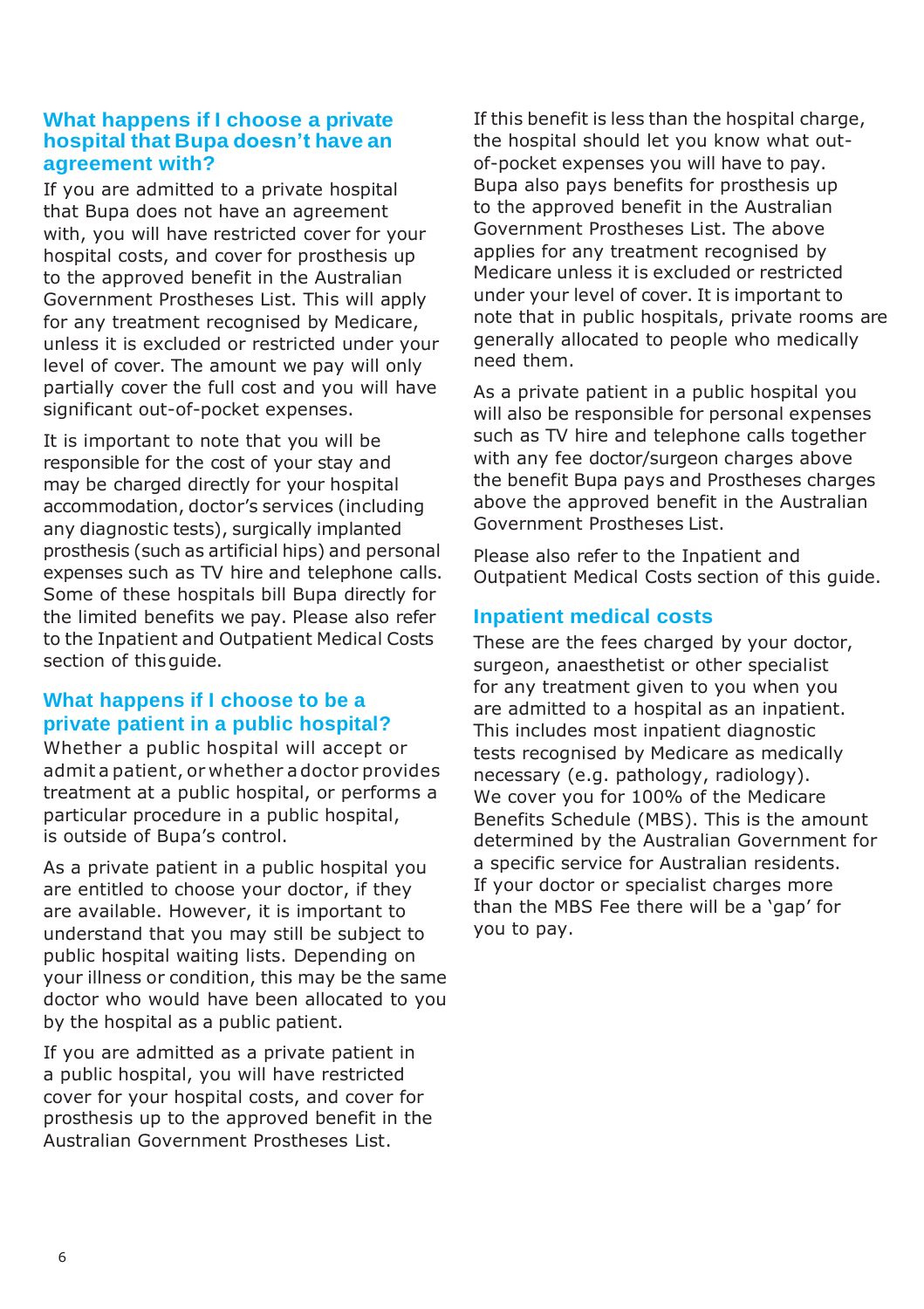## What happens if I choose a private hospital that Bupa doesn't have an agreement with?

If you are admitted to a private hospital that Bupa does not have an agreement with, you will have restricted cover for your hospital costs, and cover for prosthesis up to the approved benefit in the Australian Government Prostheses List. This will apply for any treatment recognised by Medicare, unless it is excluded or restricted under your level of cover. The amount we pay will only partially cover the full cost and you will have significant out-of-pocket expenses.

It is important to note that you will be responsible for the cost of your stay and may be charged directly for your hospital accommodation, doctor's services (including any diagnostic tests), surgically implanted prosthesis (such as artificial hips) and personal expenses such as TV hire and telephone calls. Some of these hospitals bill Bupa directly for the limited benefits we pay. Please also refer to the Inpatient and Outpatient Medical Costs section of this guide.

## What happens if I choose to be a private patient in a public hospital?

Whether a public hospital will accept or admit a patient, or whether a doctor provides treatment at a public hospital, or performs a particular procedure in a public hospital, is outside of Bupa's control.

As a private patient in a public hospital you are entitled to choose your doctor, if they are available. However, it is important to understand that you may still be subject to public hospital waiting lists. Depending on your illness or condition, this may be the same doctor who would have been allocated to you by the hospital as a public patient.

If you are admitted as a private patient in a public hospital, you will have restricted cover for your hospital costs, and cover for prosthesis up to the approved benefit in the Australian Government Prostheses List.

If this benefit is less than the hospital charge, the hospital should let you know what out-of-pocket expenses you will have to pay. Bupa also pays benefits for prosthesis up to the approved benefit in the Australian Government Prostheses List. The above applies for any treatment recognised by Medicare unless it is excluded or restricted under your level of cover. It is important to note that in public hospitals, private rooms are generally allocated to people who medically need them.

As a private patient in a public hospital you will also be responsible for personal expenses such as TV hire and telephone calls together with any fee doctor/surgeon charges above the benefit Bupa pays and Prostheses charges above the approved benefit in the Australian Government Prostheses List.

Please also refer to the Inpatient and Outpatient Medical Costs section of this guide.

## Inpatient medical costs

These are the fees charged by your doctor, surgeon, anaesthetist or other specialist for any treatment given to you when you are admitted to a hospital as an inpatient. This includes most inpatient diagnostic tests recognised by Medicare as medically necessary (e.g. pathology, radiology). We cover you for 100% of the Medicare Benefits Schedule (MBS). This is the amount determined by the Australian Government for a specific service for Australian residents. If your doctor or specialist charges more than the MBS Fee there will be a 'gap' for you to pay.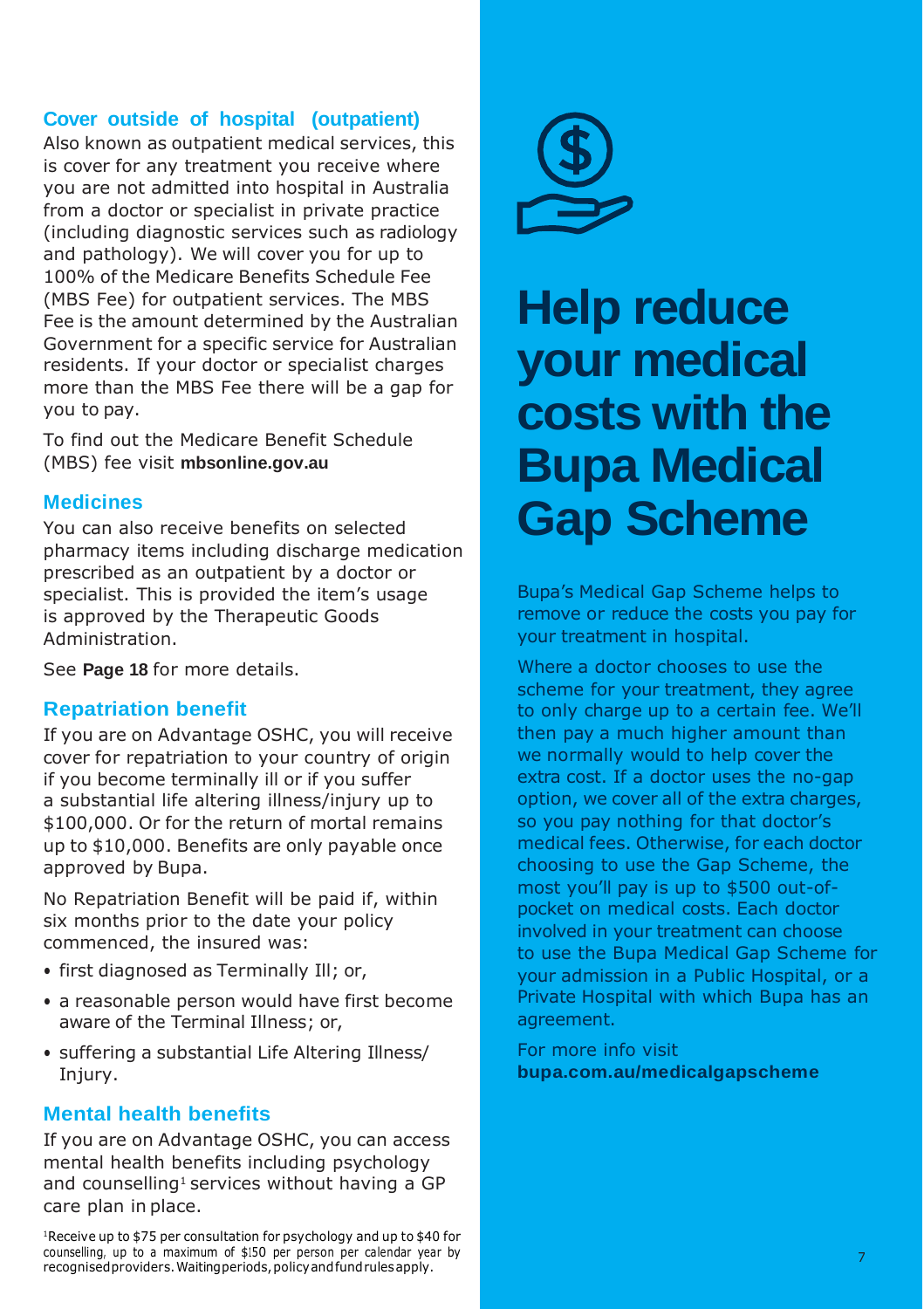## Cover outside of hospital (outpatient)

Also known as outpatient medical services, this is cover for any treatment you receive where you are not admitted into hospital in Australia from a doctor or specialist in private practice (including diagnostic services such as radiology and pathology). We will cover you for up to 100% of the Medicare Benefits Schedule Fee (MBS Fee) for outpatient services. The MBS Fee is the amount determined by the Australian Government for a specific service for Australian residents. If your doctor or specialist charges more than the MBS Fee there will be a gap for you to pay.

To find out the Medicare Benefit Schedule (MBS) fee visit **mbsonline.gov.au**

## Medicines

You can also receive benefits on selected pharmacy items including discharge medication prescribed as an outpatient by a doctor or specialist. This is provided the item's usage is approved by the Therapeutic Goods Administration.

See **Page 18** for more details.

## Repatriation benefit

If you are on Advantage OSHC, you will receive cover for repatriation to your country of origin if you become terminally ill or if you suffer a substantial life altering illness/injury up to $100,000. Or for the return of mortal remains up to $10,000. Benefits are only payable once approved by Bupa.

No Repatriation Benefit will be paid if, within six months prior to the date your policy commenced, the insured was:

- first diagnosed as Terminally Ill; or,
- a reasonable person would have first become aware of the Terminal Illness; or,
- suffering a substantial Life Altering Illness/ Injury.

## Mental health benefits

If you are on Advantage OSHC, you can access mental health benefits including psychology and counselling[1] services without having a GP care plan in place.

[1]Receive up to $75 per consultation for psychology and up to $40 for counselling, up to a maximum of $150 per person per calendar year by recognised providers. Waiting periods, policy and fund rules apply.

# Help reduce your medical costs with the Bupa Medical Gap Scheme

Bupa's Medical Gap Scheme helps to remove or reduce the costs you pay for your treatment in hospital.

Where a doctor chooses to use the scheme for your treatment, they agree to only charge up to a certain fee. We'll then pay a much higher amount than we normally would to help cover the extra cost. If a doctor uses the no-gap option, we cover all of the extra charges, so you pay nothing for that doctor's medical fees. Otherwise, for each doctor choosing to use the Gap Scheme, the most you'll pay is up to $500 out-of-pocket on medical costs. Each doctor involved in your treatment can choose to use the Bupa Medical Gap Scheme for your admission in a Public Hospital, or a Private Hospital with which Bupa has an agreement.

For more info visit **bupa.com.au/medicalgapscheme**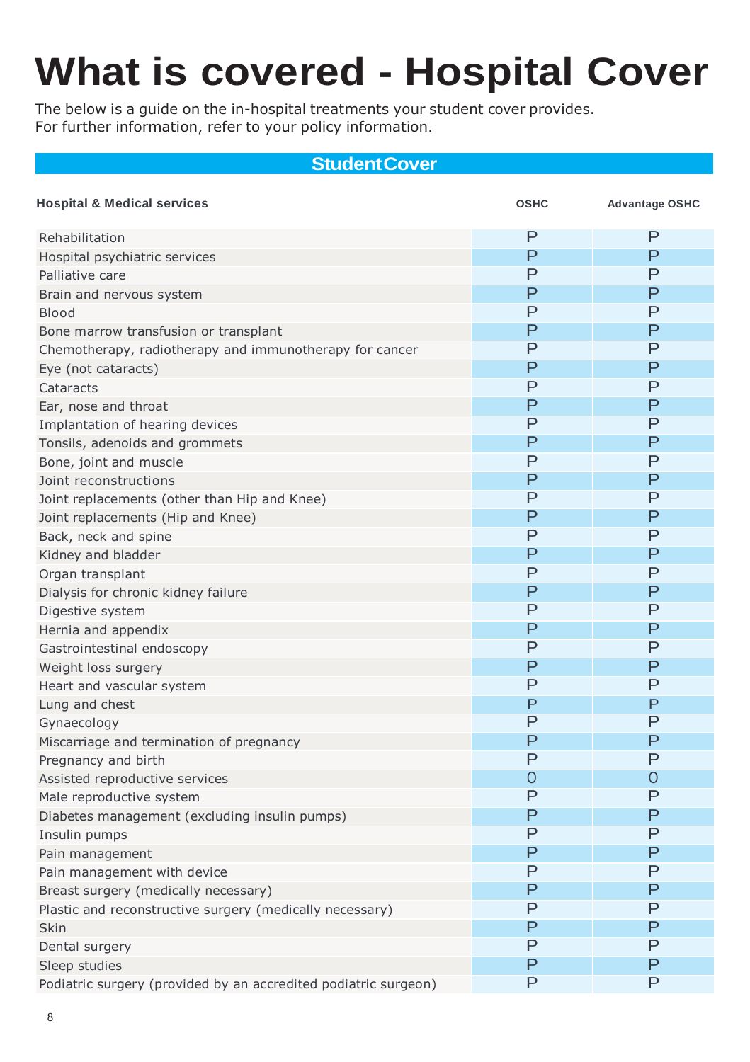# What is covered - Hospital Cover

The below is a guide on the in-hospital treatments your student cover provides.
For further information, refer to your policy information.

| StudentCover | | |
|---|---|---|
| **Hospital & Medical services** | **OSHC** | **Advantage OSHC** |
| Rehabilitation | P | P |
| Hospital psychiatric services | P | P |
| Palliative care | P | P |
| Brain and nervous system | P | P |
| Blood | P | P |
| Bone marrow transfusion or transplant | P | P |
| Chemotherapy, radiotherapy and immunotherapy for cancer | P | P |
| Eye (not cataracts) | P | P |
| Cataracts | P | P |
| Ear, nose and throat | P | P |
| Implantation of hearing devices | P | P |
| Tonsils, adenoids and grommets | P | P |
| Bone, joint and muscle | P | P |
| Joint reconstructions | P | P |
| Joint replacements (other than Hip and Knee) | P | P |
| Joint replacements (Hip and Knee) | P | P |
| Back, neck and spine | P | P |
| Kidney and bladder | P | P |
| Organ transplant | P | P |
| Dialysis for chronic kidney failure | P | P |
| Digestive system | P | P |
| Hernia and appendix | P | P |
| Gastrointestinal endoscopy | P | P |
| Weight loss surgery | P | P |
| Heart and vascular system | P | P |
| Lung and chest | P | P |
| Gynaecology | P | P |
| Miscarriage and termination of pregnancy | P | P |
| Pregnancy and birth | P | P |
| Assisted reproductive services | O | O |
| Male reproductive system | P | P |
| Diabetes management (excluding insulin pumps) | P | P |
| Insulin pumps | P | P |
| Pain management | P | P |
| Pain management with device | P | P |
| Breast surgery (medically necessary) | P | P |
| Plastic and reconstructive surgery (medically necessary) | P | P |
| Skin | P | P |
| Dental surgery | P | P |
| Sleep studies | P | P |
| Podiatric surgery (provided by an accredited podiatric surgeon) | P | P |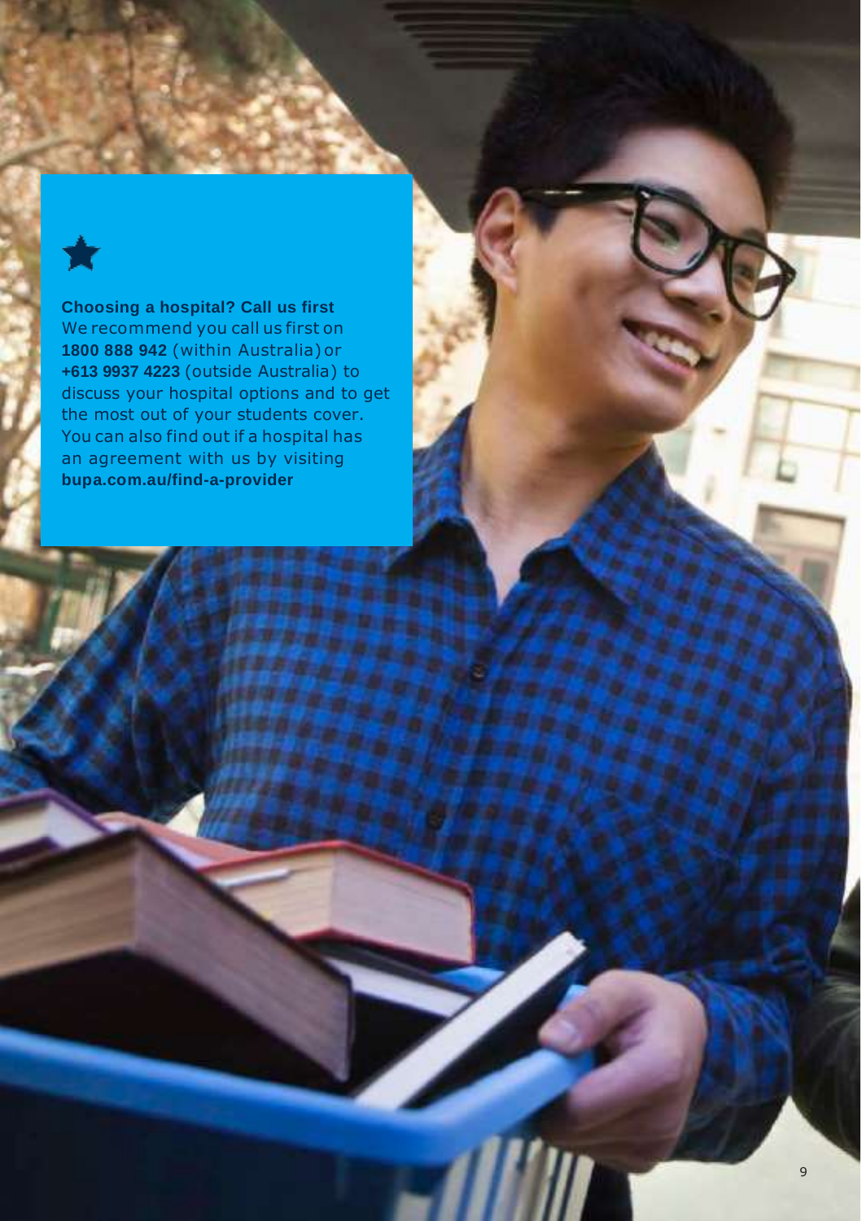**Choosing a hospital? Call us first**

We recommend you call us first on **1800 888 942** (within Australia) or **+613 9937 4223** (outside Australia) to discuss your hospital options and to get the most out of your students cover. You can also find out if a hospital has an agreement with us by visiting **bupa.com.au/find-a-provider**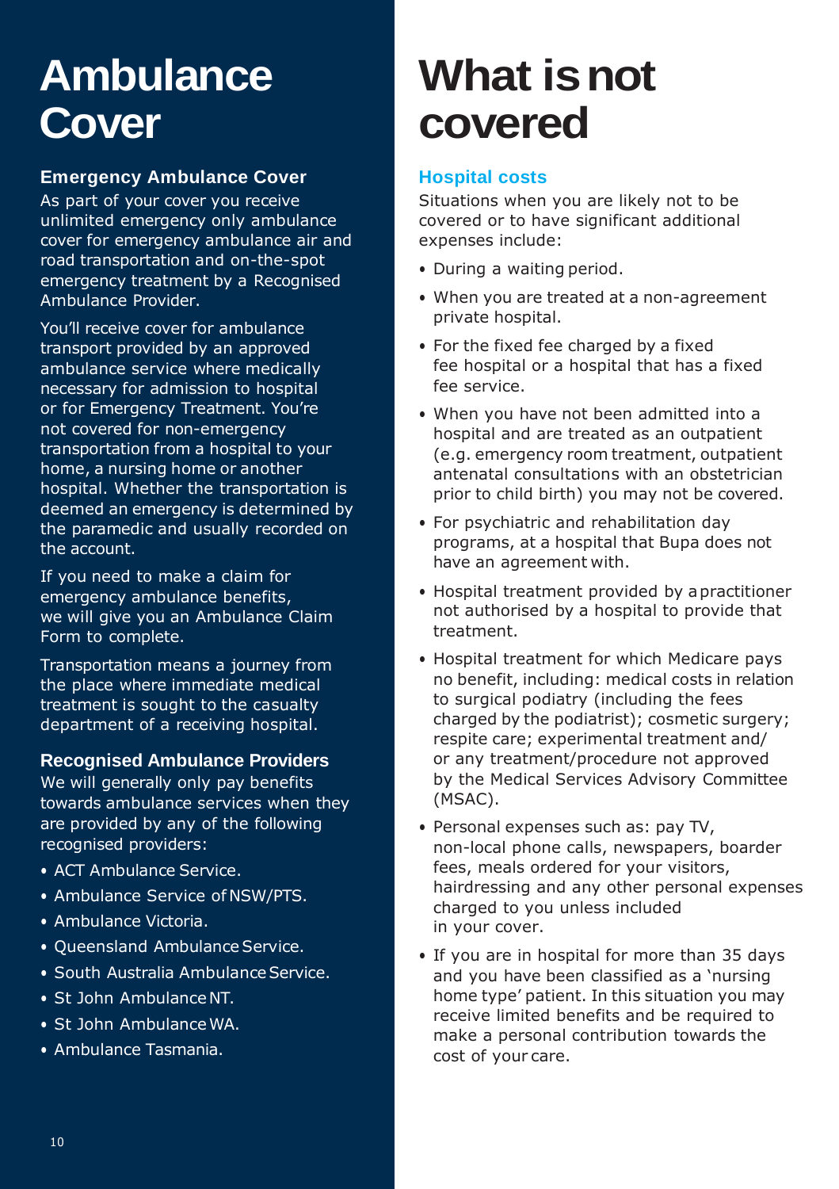# Ambulance Cover

### Emergency Ambulance Cover

As part of your cover you receive unlimited emergency only ambulance cover for emergency ambulance air and road transportation and on-the-spot emergency treatment by a Recognised Ambulance Provider.

You'll receive cover for ambulance transport provided by an approved ambulance service where medically necessary for admission to hospital or for Emergency Treatment. You're not covered for non-emergency transportation from a hospital to your home, a nursing home or another hospital. Whether the transportation is deemed an emergency is determined by the paramedic and usually recorded on the account.

If you need to make a claim for emergency ambulance benefits, we will give you an Ambulance Claim Form to complete.

Transportation means a journey from the place where immediate medical treatment is sought to the casualty department of a receiving hospital.

### Recognised Ambulance Providers

We will generally only pay benefits towards ambulance services when they are provided by any of the following recognised providers:

- ACT Ambulance Service.
- Ambulance Service of NSW/PTS.
- Ambulance Victoria.
- Queensland Ambulance Service.
- South Australia Ambulance Service.
- St John Ambulance NT.
- St John Ambulance WA.
- Ambulance Tasmania.

# What is not covered

### Hospital costs

Situations when you are likely not to be covered or to have significant additional expenses include:

- During a waiting period.
- When you are treated at a non-agreement private hospital.
- For the fixed fee charged by a fixed fee hospital or a hospital that has a fixed fee service.
- When you have not been admitted into a hospital and are treated as an outpatient (e.g. emergency room treatment, outpatient antenatal consultations with an obstetrician prior to child birth) you may not be covered.
- For psychiatric and rehabilitation day programs, at a hospital that Bupa does not have an agreement with.
- Hospital treatment provided by a practitioner not authorised by a hospital to provide that treatment.
- Hospital treatment for which Medicare pays no benefit, including: medical costs in relation to surgical podiatry (including the fees charged by the podiatrist); cosmetic surgery; respite care; experimental treatment and/or any treatment/procedure not approved by the Medical Services Advisory Committee (MSAC).
- Personal expenses such as: pay TV, non-local phone calls, newspapers, boarder fees, meals ordered for your visitors, hairdressing and any other personal expenses charged to you unless included in your cover.
- If you are in hospital for more than 35 days and you have been classified as a 'nursing home type' patient. In this situation you may receive limited benefits and be required to make a personal contribution towards the cost of your care.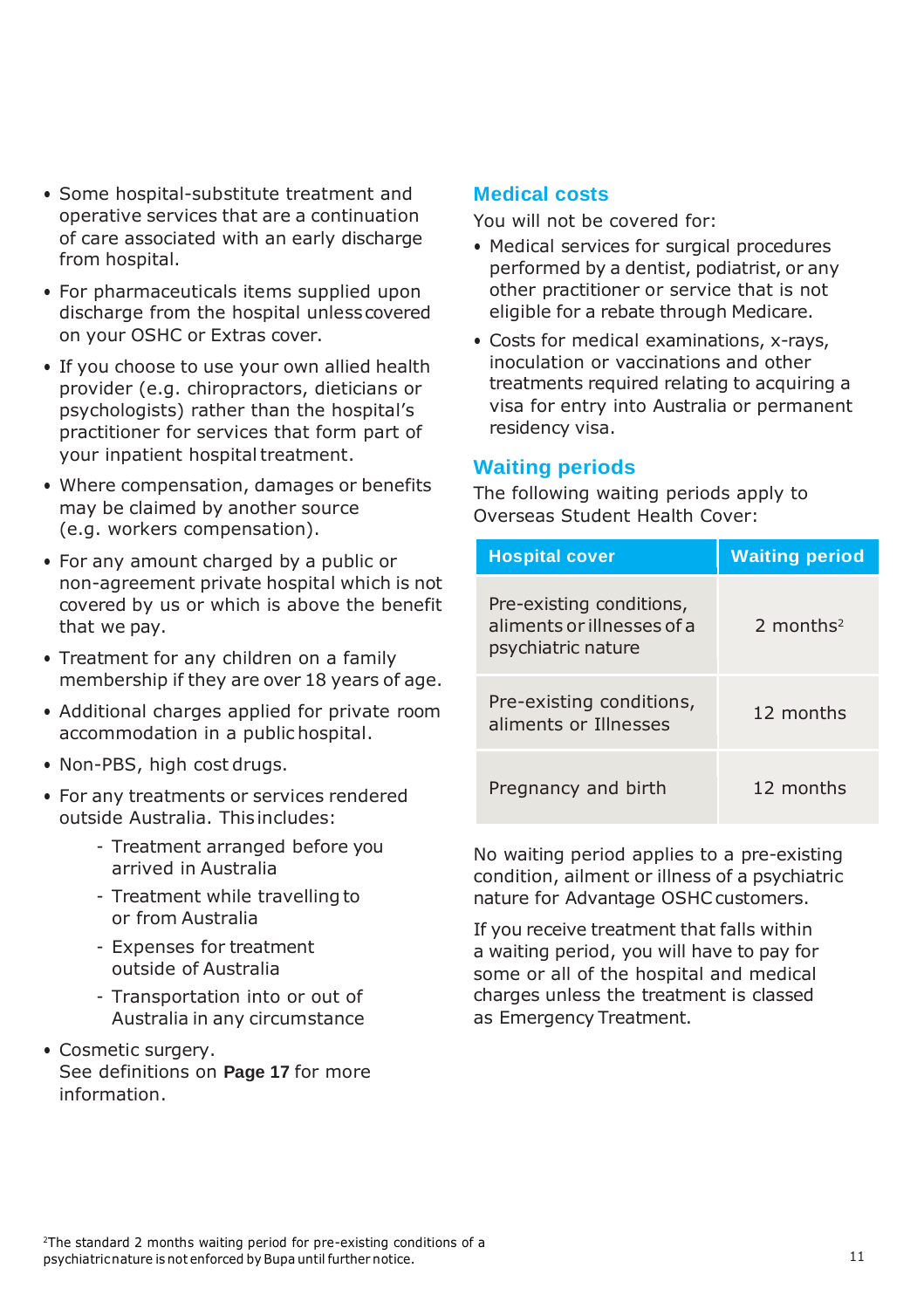- Some hospital-substitute treatment and operative services that are a continuation of care associated with an early discharge from hospital.
- For pharmaceuticals items supplied upon discharge from the hospital unless covered on your OSHC or Extras cover.
- If you choose to use your own allied health provider (e.g. chiropractors, dieticians or psychologists) rather than the hospital's practitioner for services that form part of your inpatient hospital treatment.
- Where compensation, damages or benefits may be claimed by another source (e.g. workers compensation).
- For any amount charged by a public or non-agreement private hospital which is not covered by us or which is above the benefit that we pay.
- Treatment for any children on a family membership if they are over 18 years of age.
- Additional charges applied for private room accommodation in a public hospital.
- Non-PBS, high cost drugs.
- For any treatments or services rendered outside Australia. This includes:
  - Treatment arranged before you arrived in Australia
  - Treatment while travelling to or from Australia
  - Expenses for treatment outside of Australia
  - Transportation into or out of Australia in any circumstance
- Cosmetic surgery.
  See definitions on **Page 17** for more information.

## Medical costs

You will not be covered for:

- Medical services for surgical procedures performed by a dentist, podiatrist, or any other practitioner or service that is not eligible for a rebate through Medicare.
- Costs for medical examinations, x-rays, inoculation or vaccinations and other treatments required relating to acquiring a visa for entry into Australia or permanent residency visa.

## Waiting periods

The following waiting periods apply to Overseas Student Health Cover:

| Hospital cover | Waiting period |
| --- | --- |
| Pre-existing conditions, aliments or illnesses of a psychiatric nature | 2 months[2] |
| Pre-existing conditions, aliments or Illnesses | 12 months |
| Pregnancy and birth | 12 months |

No waiting period applies to a pre-existing condition, ailment or illness of a psychiatric nature for Advantage OSHC customers.

If you receive treatment that falls within a waiting period, you will have to pay for some or all of the hospital and medical charges unless the treatment is classed as Emergency Treatment.

[2]The standard 2 months waiting period for pre-existing conditions of a psychiatric nature is not enforced by Bupa until further notice.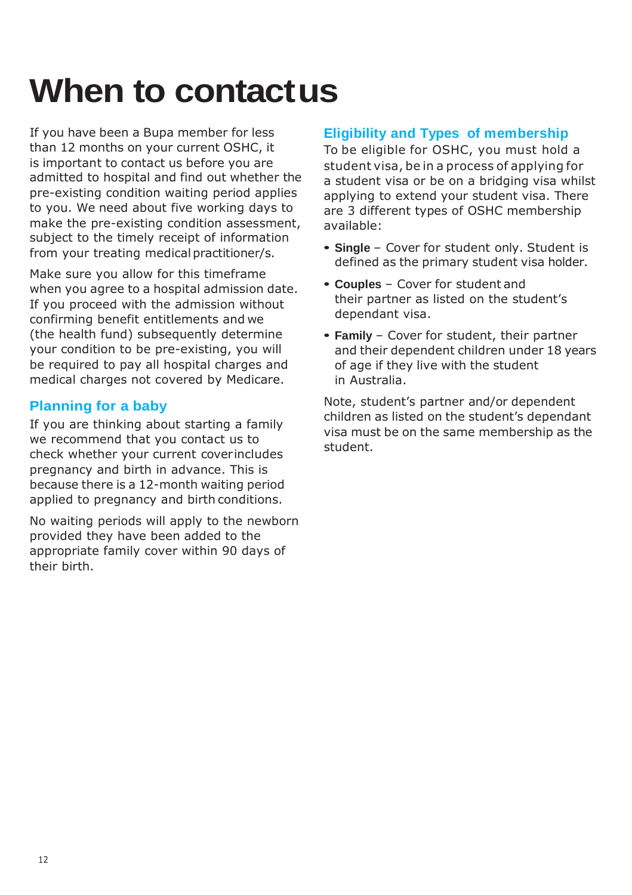# When to contact us

If you have been a Bupa member for less than 12 months on your current OSHC, it is important to contact us before you are admitted to hospital and find out whether the pre-existing condition waiting period applies to you. We need about five working days to make the pre-existing condition assessment, subject to the timely receipt of information from your treating medical practitioner/s.

Make sure you allow for this timeframe when you agree to a hospital admission date. If you proceed with the admission without confirming benefit entitlements and we (the health fund) subsequently determine your condition to be pre-existing, you will be required to pay all hospital charges and medical charges not covered by Medicare.

## Planning for a baby

If you are thinking about starting a family we recommend that you contact us to check whether your current cover includes pregnancy and birth in advance. This is because there is a 12-month waiting period applied to pregnancy and birth conditions.

No waiting periods will apply to the newborn provided they have been added to the appropriate family cover within 90 days of their birth.

## Eligibility and Types of membership

To be eligible for OSHC, you must hold a student visa, be in a process of applying for a student visa or be on a bridging visa whilst applying to extend your student visa. There are 3 different types of OSHC membership available:

- **Single** – Cover for student only. Student is defined as the primary student visa holder.
- **Couples** – Cover for student and their partner as listed on the student's dependant visa.
- **Family** – Cover for student, their partner and their dependent children under 18 years of age if they live with the student in Australia.

Note, student's partner and/or dependent children as listed on the student's dependant visa must be on the same membership as the student.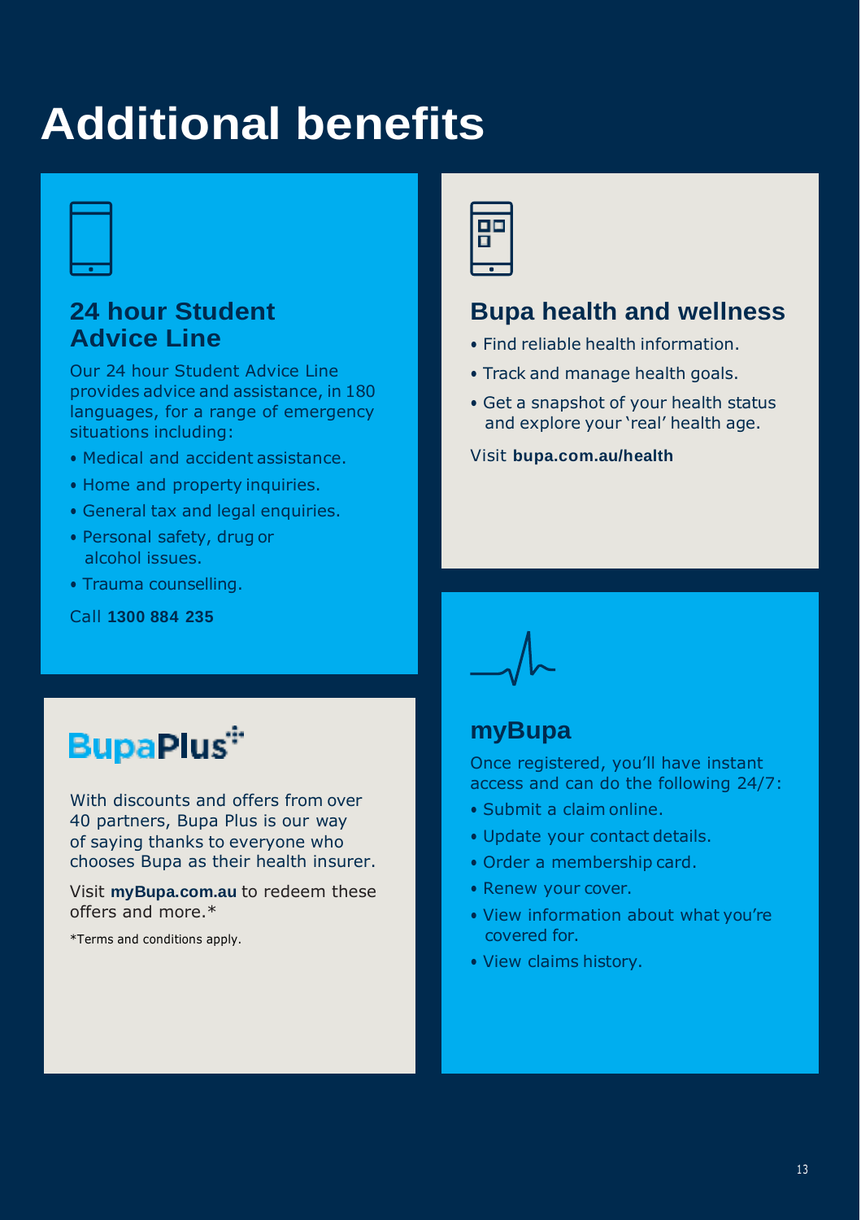# Additional benefits

## 24 hour Student Advice Line

Our 24 hour Student Advice Line provides advice and assistance, in 180 languages, for a range of emergency situations including:

- Medical and accident assistance.
- Home and property inquiries.
- General tax and legal enquiries.
- Personal safety, drug or alcohol issues.
- Trauma counselling.

Call **1300 884 235**

## BupaPlus

With discounts and offers from over 40 partners, Bupa Plus is our way of saying thanks to everyone who chooses Bupa as their health insurer.

Visit **myBupa.com.au** to redeem these offers and more.*

*Terms and conditions apply.

## Bupa health and wellness

- Find reliable health information.
- Track and manage health goals.
- Get a snapshot of your health status and explore your 'real' health age.

Visit **bupa.com.au/health**

## myBupa

Once registered, you'll have instant access and can do the following 24/7:

- Submit a claim online.
- Update your contact details.
- Order a membership card.
- Renew your cover.
- View information about what you're covered for.
- View claims history.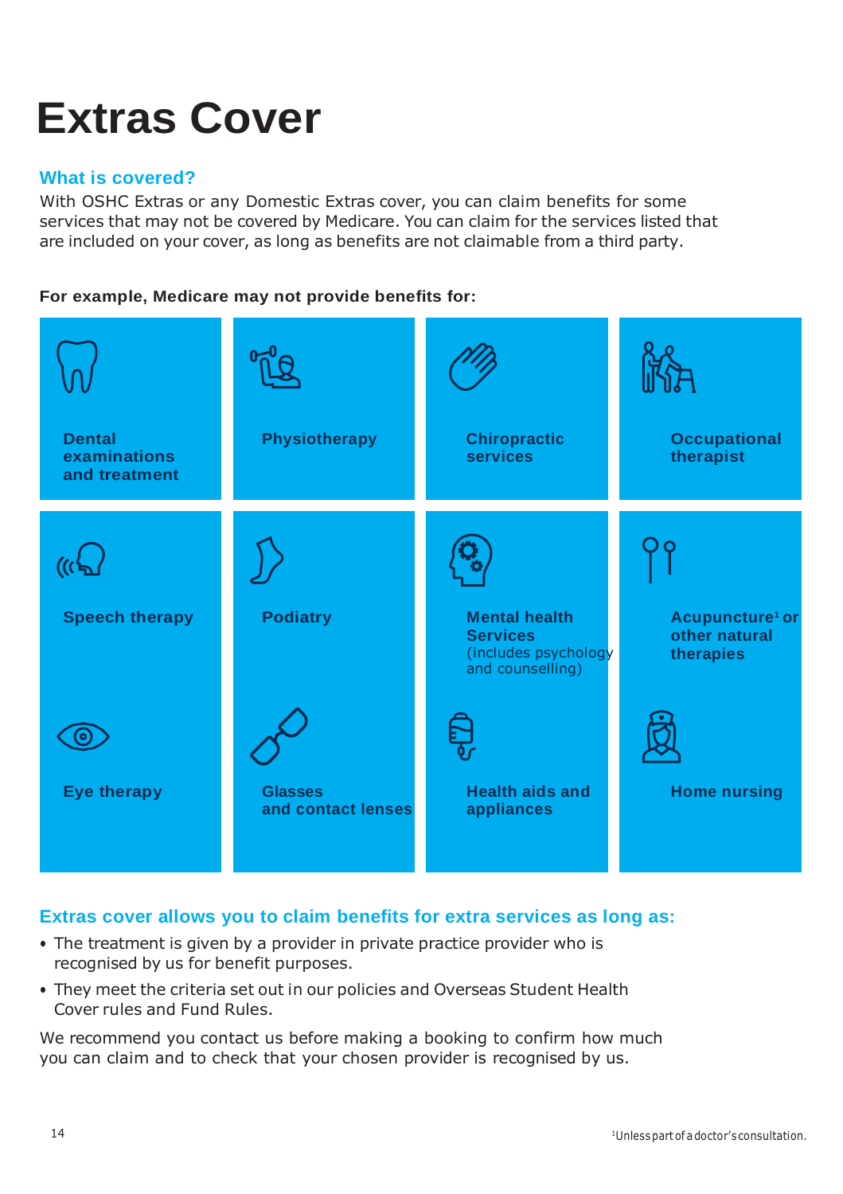# Extras Cover

## What is covered?

With OSHC Extras or any Domestic Extras cover, you can claim benefits for some services that may not be covered by Medicare. You can claim for the services listed that are included on your cover, as long as benefits are not claimable from a third party.

**For example, Medicare may not provide benefits for:**

- **Dental examinations and treatment**
- **Physiotherapy**
- **Chiropractic services**
- **Occupational therapist**
- **Speech therapy**
- **Podiatry**
- **Mental health Services** (includes psychology and counselling)
- **Acupuncture[1] or other natural therapies**
- **Eye therapy**
- **Glasses and contact lenses**
- **Health aids and appliances**
- **Home nursing**

## Extras cover allows you to claim benefits for extra services as long as:

- The treatment is given by a provider in private practice provider who is recognised by us for benefit purposes.
- They meet the criteria set out in our policies and Overseas Student Health Cover rules and Fund Rules.

We recommend you contact us before making a booking to confirm how much you can claim and to check that your chosen provider is recognised by us.

[1]Unless part of a doctor's consultation.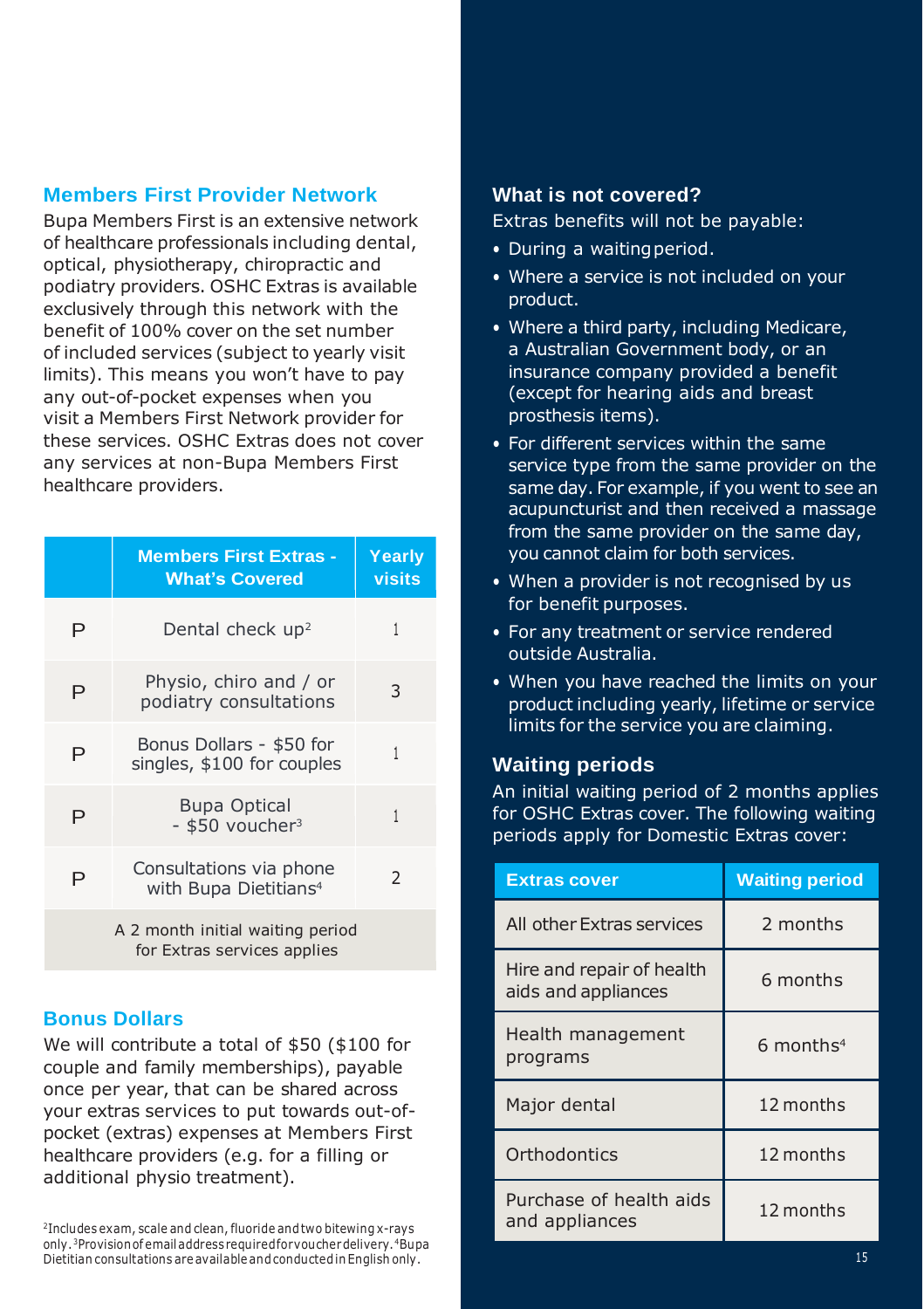## Members First Provider Network

Bupa Members First is an extensive network of healthcare professionals including dental, optical, physiotherapy, chiropractic and podiatry providers. OSHC Extras is available exclusively through this network with the benefit of 100% cover on the set number of included services (subject to yearly visit limits). This means you won't have to pay any out-of-pocket expenses when you visit a Members First Network provider for these services. OSHC Extras does not cover any services at non-Bupa Members First healthcare providers.

| | Members First Extras - What's Covered | Yearly visits |
|---|---|---|
| P | Dental check up[2] | 1 |
| P | Physio, chiro and / or podiatry consultations | 3 |
| P | Bonus Dollars - $50 for singles, $100 for couples | 1 |
| P | Bupa Optical - $50 voucher[3] | 1 |
| P | Consultations via phone with Bupa Dietitians[4] | 2 |
| A 2 month initial waiting period for Extras services applies | | |

## Bonus Dollars

We will contribute a total of $50 ($100 for couple and family memberships), payable once per year, that can be shared across your extras services to put towards out-of-pocket (extras) expenses at Members First healthcare providers (e.g. for a filling or additional physio treatment).

[2]Includes exam, scale and clean, fluoride and two bitewing x-rays only. [3]Provision of email address required for voucher delivery. [4]Bupa Dietitian consultations are available and conducted in English only.

### What is not covered?

Extras benefits will not be payable:

- During a waiting period.
- Where a service is not included on your product.
- Where a third party, including Medicare, a Australian Government body, or an insurance company provided a benefit (except for hearing aids and breast prosthesis items).
- For different services within the same service type from the same provider on the same day. For example, if you went to see an acupuncturist and then received a massage from the same provider on the same day, you cannot claim for both services.
- When a provider is not recognised by us for benefit purposes.
- For any treatment or service rendered outside Australia.
- When you have reached the limits on your product including yearly, lifetime or service limits for the service you are claiming.

### Waiting periods

An initial waiting period of 2 months applies for OSHC Extras cover. The following waiting periods apply for Domestic Extras cover:

| Extras cover | Waiting period |
|---|---|
| All other Extras services | 2 months |
| Hire and repair of health aids and appliances | 6 months |
| Health management programs | 6 months[4] |
| Major dental | 12 months |
| Orthodontics | 12 months |
| Purchase of health aids and appliances | 12 months |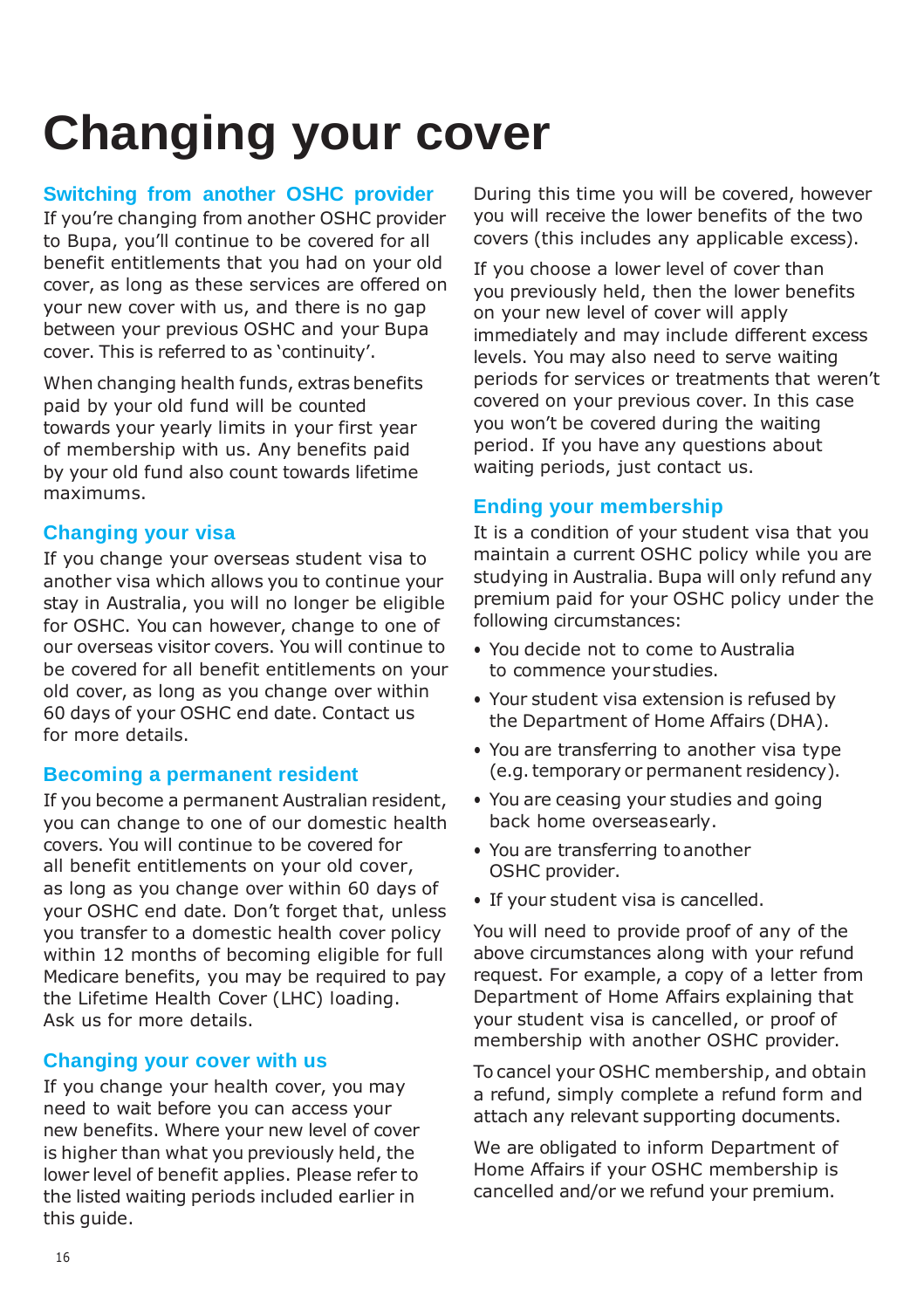# Changing your cover

## Switching from another OSHC provider

If you're changing from another OSHC provider to Bupa, you'll continue to be covered for all benefit entitlements that you had on your old cover, as long as these services are offered on your new cover with us, and there is no gap between your previous OSHC and your Bupa cover. This is referred to as 'continuity'.

When changing health funds, extras benefits paid by your old fund will be counted towards your yearly limits in your first year of membership with us. Any benefits paid by your old fund also count towards lifetime maximums.

## Changing your visa

If you change your overseas student visa to another visa which allows you to continue your stay in Australia, you will no longer be eligible for OSHC. You can however, change to one of our overseas visitor covers. You will continue to be covered for all benefit entitlements on your old cover, as long as you change over within 60 days of your OSHC end date. Contact us for more details.

## Becoming a permanent resident

If you become a permanent Australian resident, you can change to one of our domestic health covers. You will continue to be covered for all benefit entitlements on your old cover, as long as you change over within 60 days of your OSHC end date. Don't forget that, unless you transfer to a domestic health cover policy within 12 months of becoming eligible for full Medicare benefits, you may be required to pay the Lifetime Health Cover (LHC) loading. Ask us for more details.

## Changing your cover with us

If you change your health cover, you may need to wait before you can access your new benefits. Where your new level of cover is higher than what you previously held, the lower level of benefit applies. Please refer to the listed waiting periods included earlier in this guide.

During this time you will be covered, however you will receive the lower benefits of the two covers (this includes any applicable excess).

If you choose a lower level of cover than you previously held, then the lower benefits on your new level of cover will apply immediately and may include different excess levels. You may also need to serve waiting periods for services or treatments that weren't covered on your previous cover. In this case you won't be covered during the waiting period. If you have any questions about waiting periods, just contact us.

## Ending your membership

It is a condition of your student visa that you maintain a current OSHC policy while you are studying in Australia. Bupa will only refund any premium paid for your OSHC policy under the following circumstances:

- You decide not to come to Australia to commence your studies.
- Your student visa extension is refused by the Department of Home Affairs (DHA).
- You are transferring to another visa type (e.g. temporary or permanent residency).
- You are ceasing your studies and going back home overseas early.
- You are transferring to another OSHC provider.
- If your student visa is cancelled.

You will need to provide proof of any of the above circumstances along with your refund request. For example, a copy of a letter from Department of Home Affairs explaining that your student visa is cancelled, or proof of membership with another OSHC provider.

To cancel your OSHC membership, and obtain a refund, simply complete a refund form and attach any relevant supporting documents.

We are obligated to inform Department of Home Affairs if your OSHC membership is cancelled and/or we refund your premium.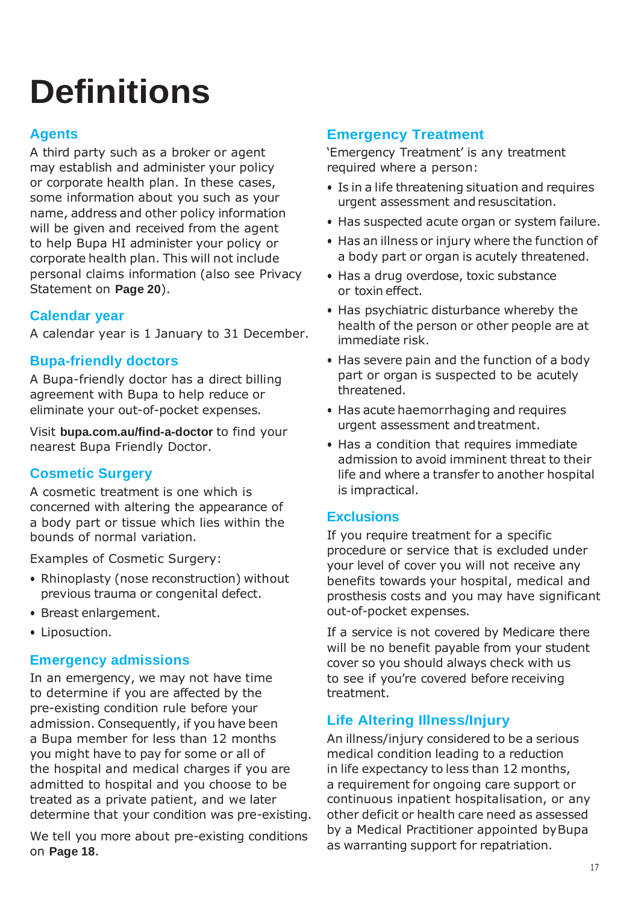# Definitions

## Agents

A third party such as a broker or agent may establish and administer your policy or corporate health plan. In these cases, some information about you such as your name, address and other policy information will be given and received from the agent to help Bupa HI administer your policy or corporate health plan. This will not include personal claims information (also see Privacy Statement on **Page 20**).

## Calendar year

A calendar year is 1 January to 31 December.

## Bupa-friendly doctors

A Bupa-friendly doctor has a direct billing agreement with Bupa to help reduce or eliminate your out-of-pocket expenses.

Visit **bupa.com.au/find-a-doctor** to find your nearest Bupa Friendly Doctor.

## Cosmetic Surgery

A cosmetic treatment is one which is concerned with altering the appearance of a body part or tissue which lies within the bounds of normal variation.

Examples of Cosmetic Surgery:

- Rhinoplasty (nose reconstruction) without previous trauma or congenital defect.
- Breast enlargement.
- Liposuction.

## Emergency admissions

In an emergency, we may not have time to determine if you are affected by the pre-existing condition rule before your admission. Consequently, if you have been a Bupa member for less than 12 months you might have to pay for some or all of the hospital and medical charges if you are admitted to hospital and you choose to be treated as a private patient, and we later determine that your condition was pre-existing.

We tell you more about pre-existing conditions on **Page 18**.

## Emergency Treatment

'Emergency Treatment' is any treatment required where a person:

- Is in a life threatening situation and requires urgent assessment and resuscitation.
- Has suspected acute organ or system failure.
- Has an illness or injury where the function of a body part or organ is acutely threatened.
- Has a drug overdose, toxic substance or toxin effect.
- Has psychiatric disturbance whereby the health of the person or other people are at immediate risk.
- Has severe pain and the function of a body part or organ is suspected to be acutely threatened.
- Has acute haemorrhaging and requires urgent assessment and treatment.
- Has a condition that requires immediate admission to avoid imminent threat to their life and where a transfer to another hospital is impractical.

## Exclusions

If you require treatment for a specific procedure or service that is excluded under your level of cover you will not receive any benefits towards your hospital, medical and prosthesis costs and you may have significant out-of-pocket expenses.

If a service is not covered by Medicare there will be no benefit payable from your student cover so you should always check with us to see if you're covered before receiving treatment.

## Life Altering Illness/Injury

An illness/injury considered to be a serious medical condition leading to a reduction in life expectancy to less than 12 months, a requirement for ongoing care support or continuous inpatient hospitalisation, or any other deficit or health care need as assessed by a Medical Practitioner appointed by Bupa as warranting support for repatriation.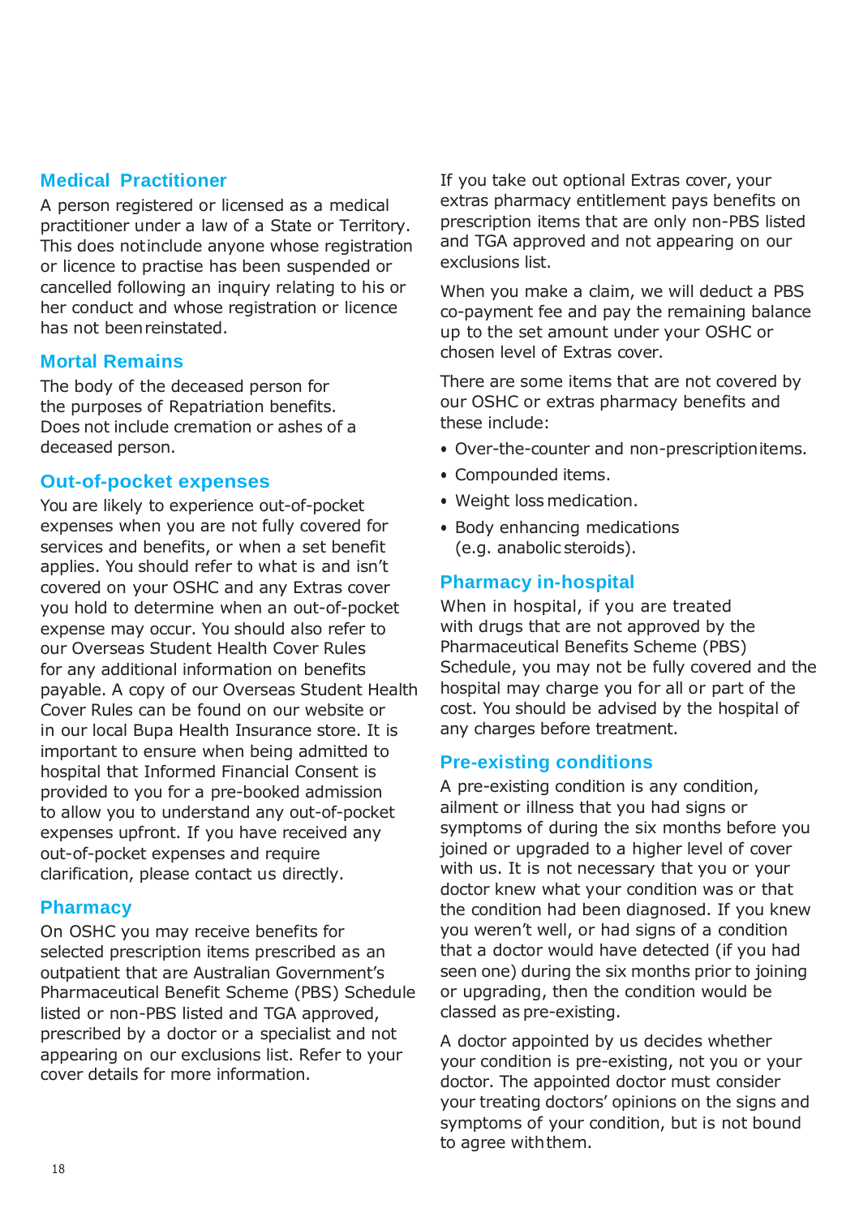## Medical Practitioner

A person registered or licensed as a medical practitioner under a law of a State or Territory. This does not include anyone whose registration or licence to practise has been suspended or cancelled following an inquiry relating to his or her conduct and whose registration or licence has not been reinstated.

## Mortal Remains

The body of the deceased person for the purposes of Repatriation benefits. Does not include cremation or ashes of a deceased person.

## Out-of-pocket expenses

You are likely to experience out-of-pocket expenses when you are not fully covered for services and benefits, or when a set benefit applies. You should refer to what is and isn't covered on your OSHC and any Extras cover you hold to determine when an out-of-pocket expense may occur. You should also refer to our Overseas Student Health Cover Rules for any additional information on benefits payable. A copy of our Overseas Student Health Cover Rules can be found on our website or in our local Bupa Health Insurance store. It is important to ensure when being admitted to hospital that Informed Financial Consent is provided to you for a pre-booked admission to allow you to understand any out-of-pocket expenses upfront. If you have received any out-of-pocket expenses and require clarification, please contact us directly.

## Pharmacy

On OSHC you may receive benefits for selected prescription items prescribed as an outpatient that are Australian Government's Pharmaceutical Benefit Scheme (PBS) Schedule listed or non-PBS listed and TGA approved, prescribed by a doctor or a specialist and not appearing on our exclusions list. Refer to your cover details for more information.

If you take out optional Extras cover, your extras pharmacy entitlement pays benefits on prescription items that are only non-PBS listed and TGA approved and not appearing on our exclusions list.

When you make a claim, we will deduct a PBS co-payment fee and pay the remaining balance up to the set amount under your OSHC or chosen level of Extras cover.

There are some items that are not covered by our OSHC or extras pharmacy benefits and these include:

- Over-the-counter and non-prescription items.
- Compounded items.
- Weight loss medication.
- Body enhancing medications (e.g. anabolic steroids).

## Pharmacy in-hospital

When in hospital, if you are treated with drugs that are not approved by the Pharmaceutical Benefits Scheme (PBS) Schedule, you may not be fully covered and the hospital may charge you for all or part of the cost. You should be advised by the hospital of any charges before treatment.

## Pre-existing conditions

A pre-existing condition is any condition, ailment or illness that you had signs or symptoms of during the six months before you joined or upgraded to a higher level of cover with us. It is not necessary that you or your doctor knew what your condition was or that the condition had been diagnosed. If you knew you weren't well, or had signs of a condition that a doctor would have detected (if you had seen one) during the six months prior to joining or upgrading, then the condition would be classed as pre-existing.

A doctor appointed by us decides whether your condition is pre-existing, not you or your doctor. The appointed doctor must consider your treating doctors' opinions on the signs and symptoms of your condition, but is not bound to agree with them.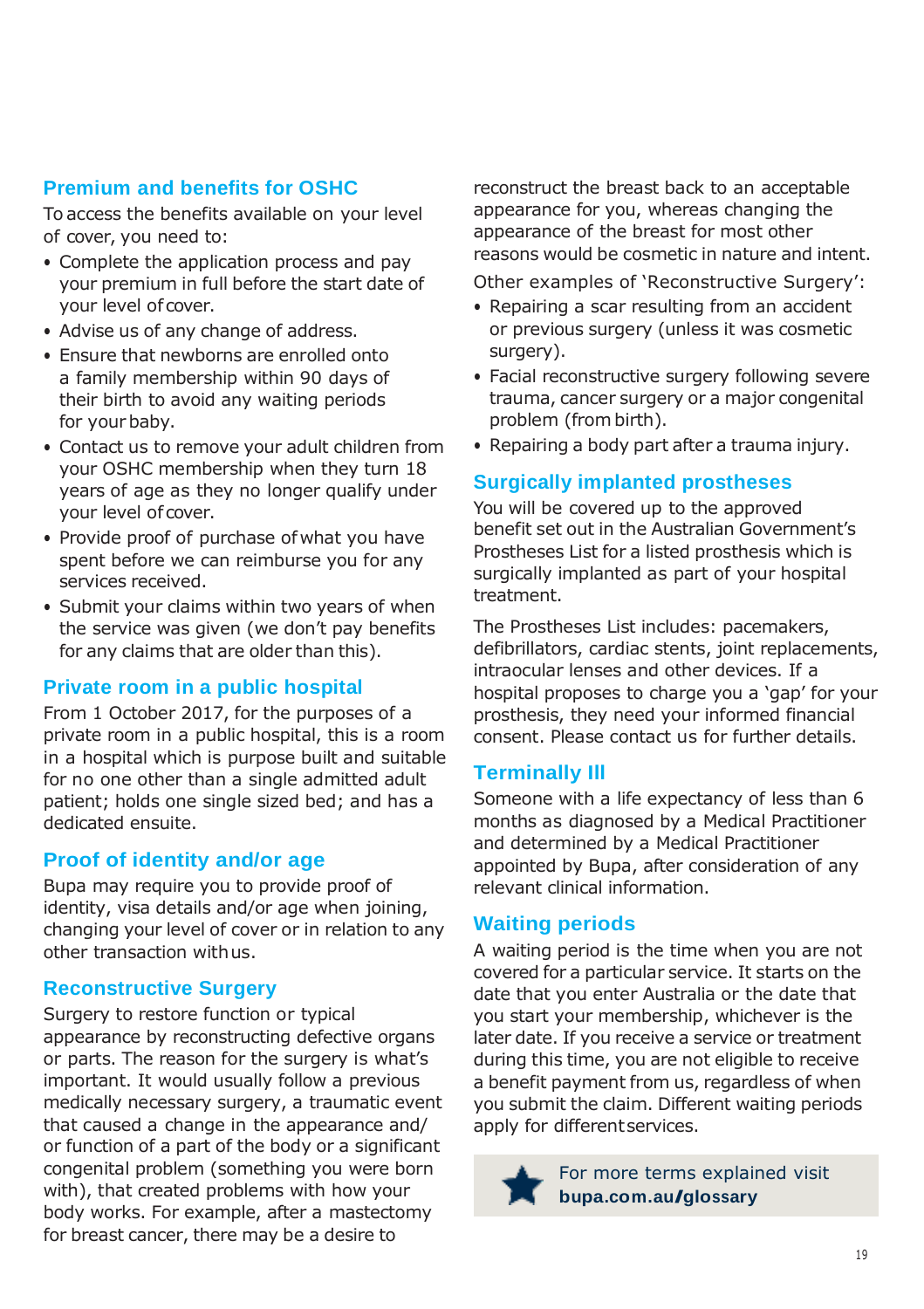## Premium and benefits for OSHC

To access the benefits available on your level of cover, you need to:

- Complete the application process and pay your premium in full before the start date of your level of cover.
- Advise us of any change of address.
- Ensure that newborns are enrolled onto a family membership within 90 days of their birth to avoid any waiting periods for your baby.
- Contact us to remove your adult children from your OSHC membership when they turn 18 years of age as they no longer qualify under your level of cover.
- Provide proof of purchase of what you have spent before we can reimburse you for any services received.
- Submit your claims within two years of when the service was given (we don't pay benefits for any claims that are older than this).

## Private room in a public hospital

From 1 October 2017, for the purposes of a private room in a public hospital, this is a room in a hospital which is purpose built and suitable for no one other than a single admitted adult patient; holds one single sized bed; and has a dedicated ensuite.

## Proof of identity and/or age

Bupa may require you to provide proof of identity, visa details and/or age when joining, changing your level of cover or in relation to any other transaction with us.

## Reconstructive Surgery

Surgery to restore function or typical appearance by reconstructing defective organs or parts. The reason for the surgery is what's important. It would usually follow a previous medically necessary surgery, a traumatic event that caused a change in the appearance and/ or function of a part of the body or a significant congenital problem (something you were born with), that created problems with how your body works. For example, after a mastectomy for breast cancer, there may be a desire to reconstruct the breast back to an acceptable appearance for you, whereas changing the appearance of the breast for most other reasons would be cosmetic in nature and intent.

Other examples of 'Reconstructive Surgery':

- Repairing a scar resulting from an accident or previous surgery (unless it was cosmetic surgery).
- Facial reconstructive surgery following severe trauma, cancer surgery or a major congenital problem (from birth).
- Repairing a body part after a trauma injury.

## Surgically implanted prostheses

You will be covered up to the approved benefit set out in the Australian Government's Prostheses List for a listed prosthesis which is surgically implanted as part of your hospital treatment.

The Prostheses List includes: pacemakers, defibrillators, cardiac stents, joint replacements, intraocular lenses and other devices. If a hospital proposes to charge you a 'gap' for your prosthesis, they need your informed financial consent. Please contact us for further details.

## Terminally Ill

Someone with a life expectancy of less than 6 months as diagnosed by a Medical Practitioner and determined by a Medical Practitioner appointed by Bupa, after consideration of any relevant clinical information.

## Waiting periods

A waiting period is the time when you are not covered for a particular service. It starts on the date that you enter Australia or the date that you start your membership, whichever is the later date. If you receive a service or treatment during this time, you are not eligible to receive a benefit payment from us, regardless of when you submit the claim. Different waiting periods apply for different services.

For more terms explained visit **bupa.com.au/glossary**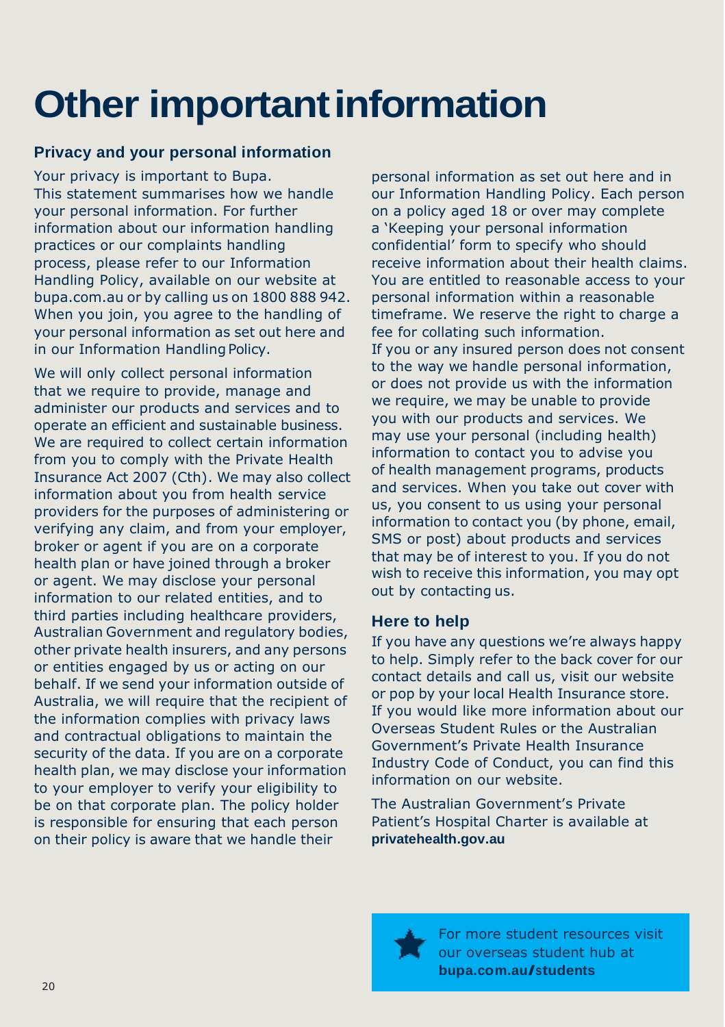# Other important information

## Privacy and your personal information

Your privacy is important to Bupa. This statement summarises how we handle your personal information. For further information about our information handling practices or our complaints handling process, please refer to our Information Handling Policy, available on our website at bupa.com.au or by calling us on 1800 888 942. When you join, you agree to the handling of your personal information as set out here and in our Information Handling Policy.

We will only collect personal information that we require to provide, manage and administer our products and services and to operate an efficient and sustainable business. We are required to collect certain information from you to comply with the Private Health Insurance Act 2007 (Cth). We may also collect information about you from health service providers for the purposes of administering or verifying any claim, and from your employer, broker or agent if you are on a corporate health plan or have joined through a broker or agent. We may disclose your personal information to our related entities, and to third parties including healthcare providers, Australian Government and regulatory bodies, other private health insurers, and any persons or entities engaged by us or acting on our behalf. If we send your information outside of Australia, we will require that the recipient of the information complies with privacy laws and contractual obligations to maintain the security of the data. If you are on a corporate health plan, we may disclose your information to your employer to verify your eligibility to be on that corporate plan. The policy holder is responsible for ensuring that each person on their policy is aware that we handle their personal information as set out here and in our Information Handling Policy. Each person on a policy aged 18 or over may complete a 'Keeping your personal information confidential' form to specify who should receive information about their health claims. You are entitled to reasonable access to your personal information within a reasonable timeframe. We reserve the right to charge a fee for collating such information.
If you or any insured person does not consent to the way we handle personal information, or does not provide us with the information we require, we may be unable to provide you with our products and services. We may use your personal (including health) information to contact you to advise you of health management programs, products and services. When you take out cover with us, you consent to us using your personal information to contact you (by phone, email, SMS or post) about products and services that may be of interest to you. If you do not wish to receive this information, you may opt out by contacting us.

## Here to help

If you have any questions we're always happy to help. Simply refer to the back cover for our contact details and call us, visit our website or pop by your local Health Insurance store. If you would like more information about our Overseas Student Rules or the Australian Government's Private Health Insurance Industry Code of Conduct, you can find this information on our website.

The Australian Government's Private Patient's Hospital Charter is available at **privatehealth.gov.au**

For more student resources visit our overseas student hub at **bupa.com.au/students**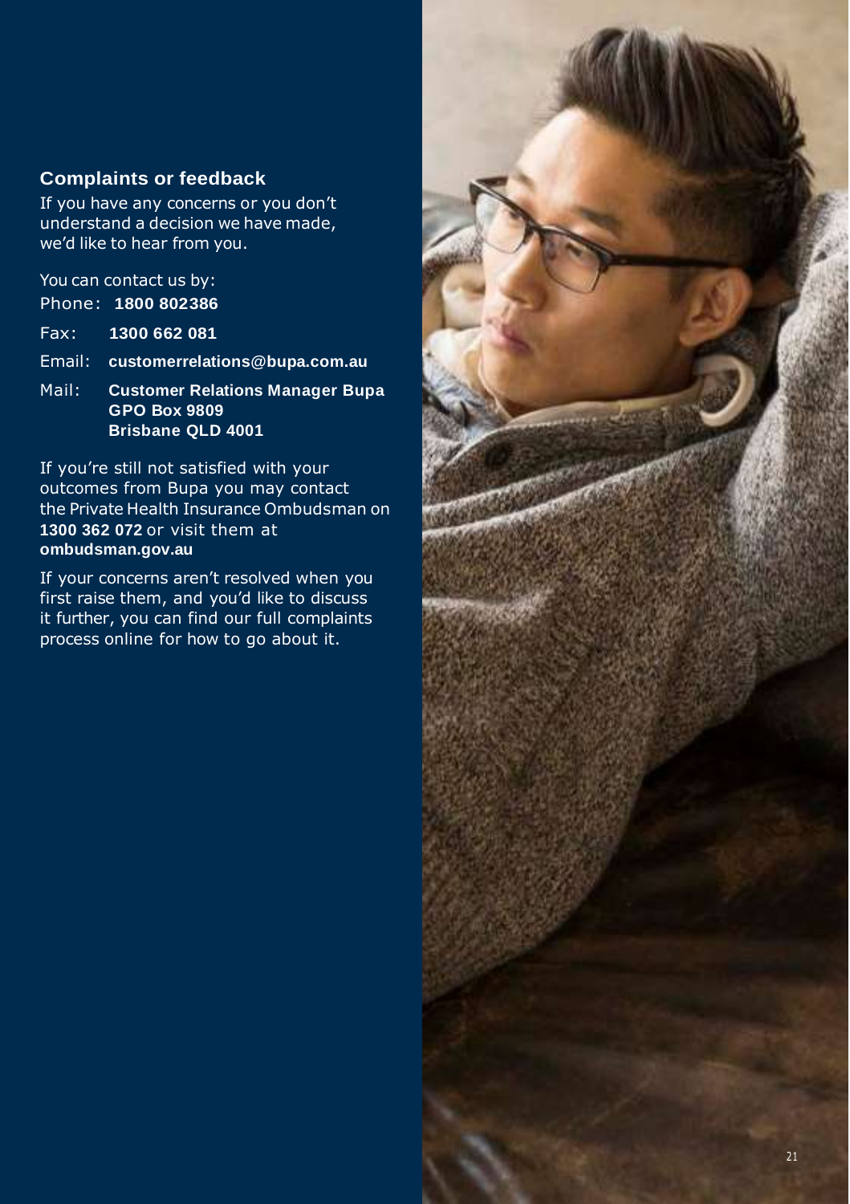## Complaints or feedback

If you have any concerns or you don't understand a decision we have made, we'd like to hear from you.

You can contact us by:

Phone: **1800 802386**

Fax: **1300 662 081**

Email: **customerrelations@bupa.com.au**

Mail: **Customer Relations Manager Bupa**
**GPO Box 9809**
**Brisbane QLD 4001**

If you're still not satisfied with your outcomes from Bupa you may contact the Private Health Insurance Ombudsman on **1300 362 072** or visit them at **ombudsman.gov.au**

If your concerns aren't resolved when you first raise them, and you'd like to discuss it further, you can find our full complaints process online for how to go about it.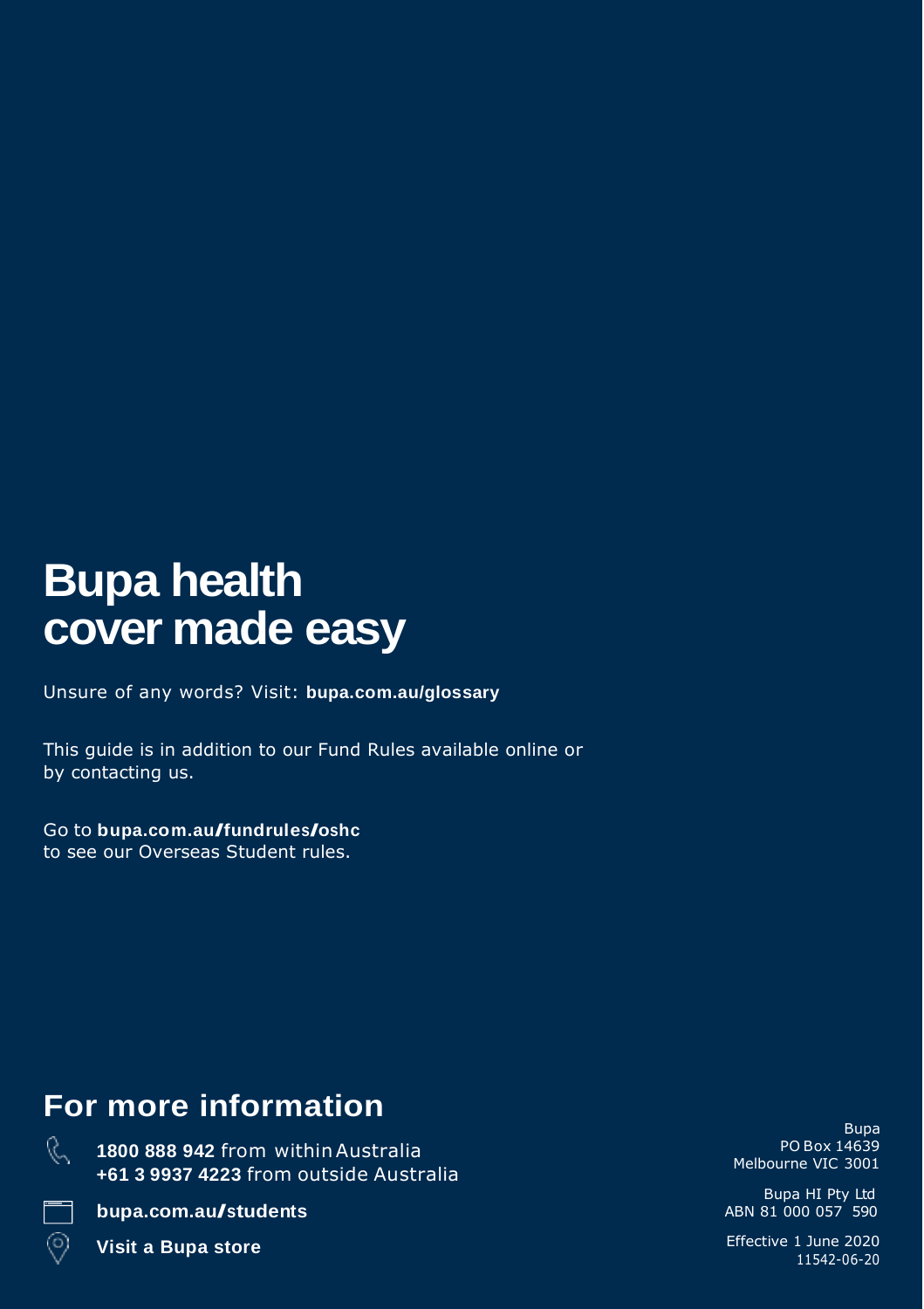# Bupa health cover made easy

Unsure of any words? Visit: **bupa.com.au/glossary**

This guide is in addition to our Fund Rules available online or by contacting us.

Go to **bupa.com.au/fundrules/oshc** to see our Overseas Student rules.

## For more information

**1800 888 942** from within Australia
**+61 3 9937 4223** from outside Australia

**bupa.com.au/students**

**Visit a Bupa store**

Bupa
PO Box 14639
Melbourne VIC 3001

Bupa HI Pty Ltd
ABN 81 000 057 590

Effective 1 June 2020
11542-06-20